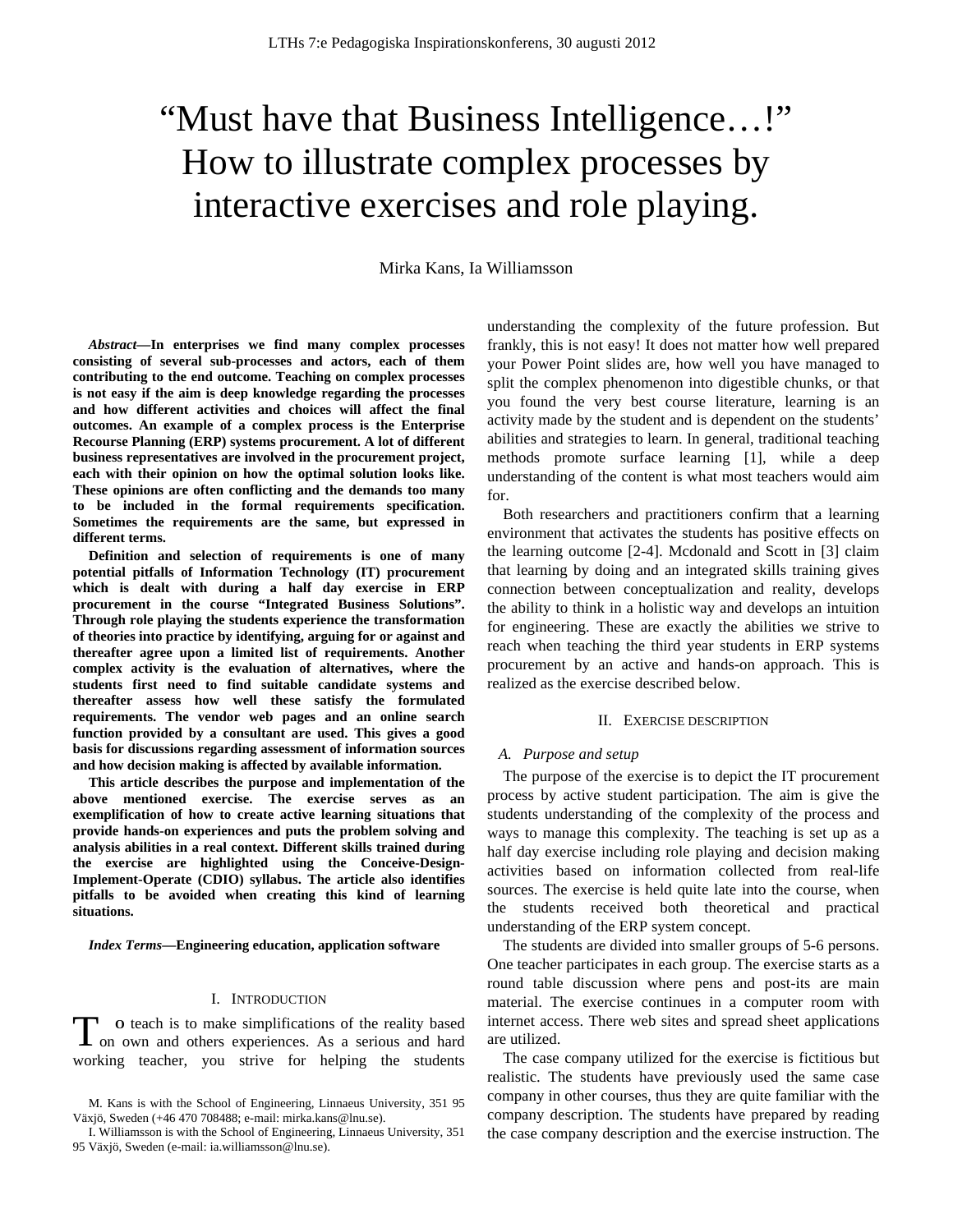# "Must have that Business Intelligence…!" How to illustrate complex processes by interactive exercises and role playing.

Mirka Kans, Ia Williamsson

***Abstract*—In enterprises we find many complex processes consisting of several sub-processes and actors, each of them contributing to the end outcome. Teaching on complex processes is not easy if the aim is deep knowledge regarding the processes and how different activities and choices will affect the final outcomes. An example of a complex process is the Enterprise Recourse Planning (ERP) systems procurement. A lot of different business representatives are involved in the procurement project, each with their opinion on how the optimal solution looks like. These opinions are often conflicting and the demands too many to be included in the formal requirements specification. Sometimes the requirements are the same, but expressed in different terms.**

**Definition and selection of requirements is one of many potential pitfalls of Information Technology (IT) procurement which is dealt with during a half day exercise in ERP procurement in the course "Integrated Business Solutions". Through role playing the students experience the transformation of theories into practice by identifying, arguing for or against and thereafter agree upon a limited list of requirements. Another complex activity is the evaluation of alternatives, where the students first need to find suitable candidate systems and thereafter assess how well these satisfy the formulated requirements. The vendor web pages and an online search function provided by a consultant are used. This gives a good basis for discussions regarding assessment of information sources and how decision making is affected by available information.**

**This article describes the purpose and implementation of the above mentioned exercise. The exercise serves as an exemplification of how to create active learning situations that provide hands-on experiences and puts the problem solving and analysis abilities in a real context. Different skills trained during the exercise are highlighted using the Conceive-Design-Implement-Operate (CDIO) syllabus. The article also identifies pitfalls to be avoided when creating this kind of learning situations.**

***Index Terms*—Engineering education, application software**

## I. Introduction

To teach is to make simplifications of the reality based on own and others experiences. As a serious and hard working teacher, you strive for helping the students understanding the complexity of the future profession. But frankly, this is not easy! It does not matter how well prepared your Power Point slides are, how well you have managed to split the complex phenomenon into digestible chunks, or that you found the very best course literature, learning is an activity made by the student and is dependent on the students' abilities and strategies to learn. In general, traditional teaching methods promote surface learning [1], while a deep understanding of the content is what most teachers would aim for.

Both researchers and practitioners confirm that a learning environment that activates the students has positive effects on the learning outcome [2-4]. Mcdonald and Scott in [3] claim that learning by doing and an integrated skills training gives connection between conceptualization and reality, develops the ability to think in a holistic way and develops an intuition for engineering. These are exactly the abilities we strive to reach when teaching the third year students in ERP systems procurement by an active and hands-on approach. This is realized as the exercise described below.

## II. Exercise description

### A. Purpose and setup

The purpose of the exercise is to depict the IT procurement process by active student participation. The aim is give the students understanding of the complexity of the process and ways to manage this complexity. The teaching is set up as a half day exercise including role playing and decision making activities based on information collected from real-life sources. The exercise is held quite late into the course, when the students received both theoretical and practical understanding of the ERP system concept.

The students are divided into smaller groups of 5-6 persons. One teacher participates in each group. The exercise starts as a round table discussion where pens and post-its are main material. The exercise continues in a computer room with internet access. There web sites and spread sheet applications are utilized.

The case company utilized for the exercise is fictitious but realistic. The students have previously used the same case company in other courses, thus they are quite familiar with the company description. The students have prepared by reading the case company description and the exercise instruction. The

M. Kans is with the School of Engineering, Linnaeus University, 351 95 Växjö, Sweden (+46 470 708488; e-mail: mirka.kans@lnu.se).

I. Williamsson is with the School of Engineering, Linnaeus University, 351 95 Växjö, Sweden (e-mail: ia.williamsson@lnu.se).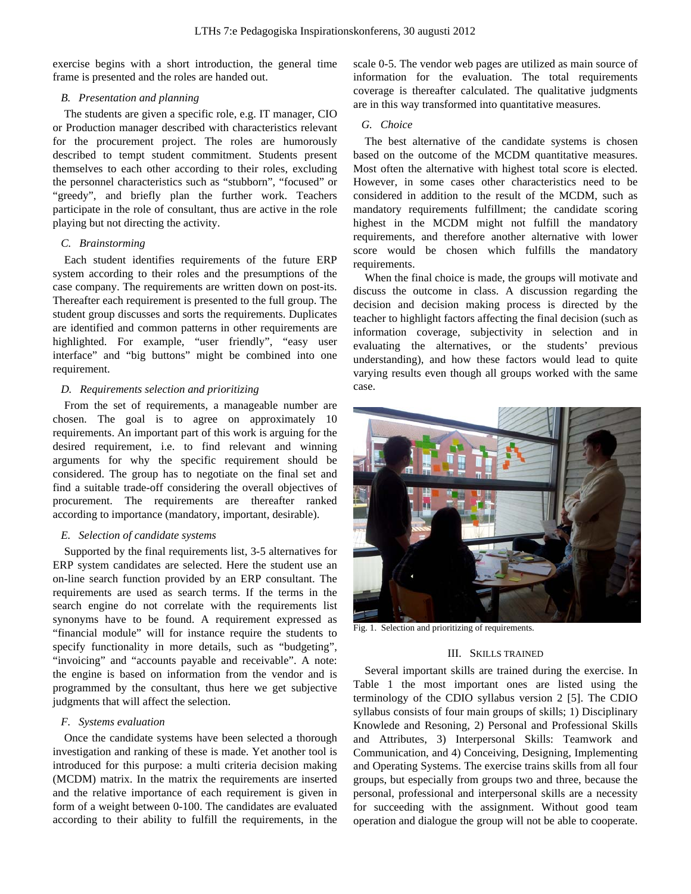exercise begins with a short introduction, the general time frame is presented and the roles are handed out.

### B. Presentation and planning

The students are given a specific role, e.g. IT manager, CIO or Production manager described with characteristics relevant for the procurement project. The roles are humorously described to tempt student commitment. Students present themselves to each other according to their roles, excluding the personnel characteristics such as "stubborn", "focused" or "greedy", and briefly plan the further work. Teachers participate in the role of consultant, thus are active in the role playing but not directing the activity.

### C. Brainstorming

Each student identifies requirements of the future ERP system according to their roles and the presumptions of the case company. The requirements are written down on post-its. Thereafter each requirement is presented to the full group. The student group discusses and sorts the requirements. Duplicates are identified and common patterns in other requirements are highlighted. For example, "user friendly", "easy user interface" and "big buttons" might be combined into one requirement.

### D. Requirements selection and prioritizing

From the set of requirements, a manageable number are chosen. The goal is to agree on approximately 10 requirements. An important part of this work is arguing for the desired requirement, i.e. to find relevant and winning arguments for why the specific requirement should be considered. The group has to negotiate on the final set and find a suitable trade-off considering the overall objectives of procurement. The requirements are thereafter ranked according to importance (mandatory, important, desirable).

### E. Selection of candidate systems

Supported by the final requirements list, 3-5 alternatives for ERP system candidates are selected. Here the student use an on-line search function provided by an ERP consultant. The requirements are used as search terms. If the terms in the search engine do not correlate with the requirements list synonyms have to be found. A requirement expressed as "financial module" will for instance require the students to specify functionality in more details, such as "budgeting", "invoicing" and "accounts payable and receivable". A note: the engine is based on information from the vendor and is programmed by the consultant, thus here we get subjective judgments that will affect the selection.

### F. Systems evaluation

Once the candidate systems have been selected a thorough investigation and ranking of these is made. Yet another tool is introduced for this purpose: a multi criteria decision making (MCDM) matrix. In the matrix the requirements are inserted and the relative importance of each requirement is given in form of a weight between 0-100. The candidates are evaluated according to their ability to fulfill the requirements, in the scale 0-5. The vendor web pages are utilized as main source of information for the evaluation. The total requirements coverage is thereafter calculated. The qualitative judgments are in this way transformed into quantitative measures.

### G. Choice

The best alternative of the candidate systems is chosen based on the outcome of the MCDM quantitative measures. Most often the alternative with highest total score is elected. However, in some cases other characteristics need to be considered in addition to the result of the MCDM, such as mandatory requirements fulfillment; the candidate scoring highest in the MCDM might not fulfill the mandatory requirements, and therefore another alternative with lower score would be chosen which fulfills the mandatory requirements.

When the final choice is made, the groups will motivate and discuss the outcome in class. A discussion regarding the decision and decision making process is directed by the teacher to highlight factors affecting the final decision (such as information coverage, subjectivity in selection and in evaluating the alternatives, or the students' previous understanding), and how these factors would lead to quite varying results even though all groups worked with the same case.

Fig. 1. Selection and prioritizing of requirements.

## III. Skills Trained

Several important skills are trained during the exercise. In Table 1 the most important ones are listed using the terminology of the CDIO syllabus version 2 [5]. The CDIO syllabus consists of four main groups of skills; 1) Disciplinary Knowlede and Resoning, 2) Personal and Professional Skills and Attributes, 3) Interpersonal Skills: Teamwork and Communication, and 4) Conceiving, Designing, Implementing and Operating Systems. The exercise trains skills from all four groups, but especially from groups two and three, because the personal, professional and interpersonal skills are a necessity for succeeding with the assignment. Without good team operation and dialogue the group will not be able to cooperate.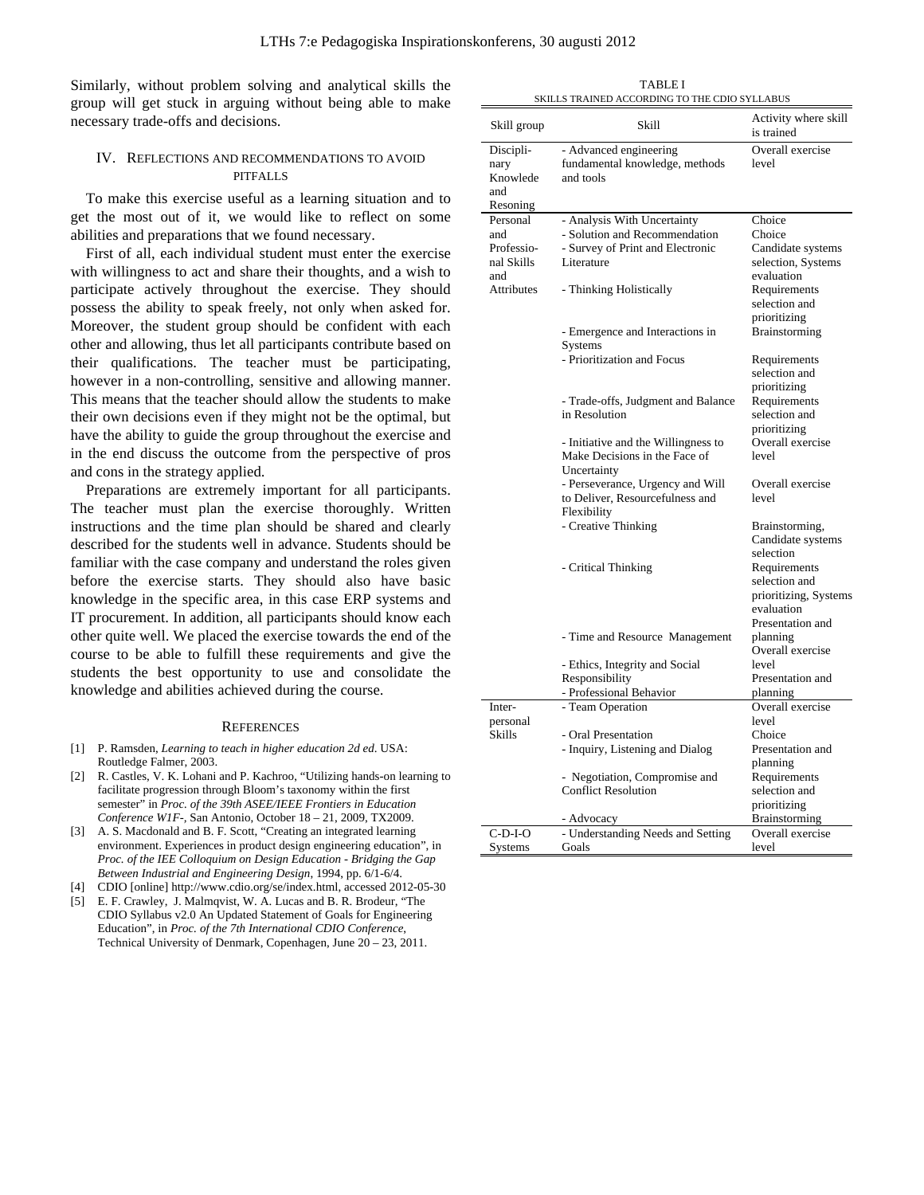Similarly, without problem solving and analytical skills the group will get stuck in arguing without being able to make necessary trade-offs and decisions.

## IV. Reflections and Recommendations to Avoid Pitfalls

To make this exercise useful as a learning situation and to get the most out of it, we would like to reflect on some abilities and preparations that we found necessary.

First of all, each individual student must enter the exercise with willingness to act and share their thoughts, and a wish to participate actively throughout the exercise. They should possess the ability to speak freely, not only when asked for. Moreover, the student group should be confident with each other and allowing, thus let all participants contribute based on their qualifications. The teacher must be participating, however in a non-controlling, sensitive and allowing manner. This means that the teacher should allow the students to make their own decisions even if they might not be the optimal, but have the ability to guide the group throughout the exercise and in the end discuss the outcome from the perspective of pros and cons in the strategy applied.

Preparations are extremely important for all participants. The teacher must plan the exercise thoroughly. Written instructions and the time plan should be shared and clearly described for the students well in advance. Students should be familiar with the case company and understand the roles given before the exercise starts. They should also have basic knowledge in the specific area, in this case ERP systems and IT procurement. In addition, all participants should know each other quite well. We placed the exercise towards the end of the course to be able to fulfill these requirements and give the students the best opportunity to use and consolidate the knowledge and abilities achieved during the course.

TABLE I
SKILLS TRAINED ACCORDING TO THE CDIO SYLLABUS

| Skill group | Skill | Activity where skill is trained |
|---|---|---|
| Disciplinary Knowlede and Resoning | - Advanced engineering fundamental knowledge, methods and tools | Overall exercise level |
| Personal and Professional Skills and Attributes | - Analysis With Uncertainty | Choice |
| | - Solution and Recommendation | Choice |
| | - Survey of Print and Electronic Literature | Candidate systems selection, Systems evaluation |
| | - Thinking Holistically | Requirements selection and prioritizing |
| | - Emergence and Interactions in Systems | Brainstorming |
| | - Prioritization and Focus | Requirements selection and prioritizing |
| | - Trade-offs, Judgment and Balance in Resolution | Requirements selection and prioritizing |
| | - Initiative and the Willingness to Make Decisions in the Face of Uncertainty | Overall exercise level |
| | - Perseverance, Urgency and Will to Deliver, Resourcefulness and Flexibility | Overall exercise level |
| | - Creative Thinking | Brainstorming, Candidate systems selection |
| | - Critical Thinking | Requirements selection and prioritizing, Systems evaluation |
| | - Time and Resource Management | Presentation and planning |
| | - Ethics, Integrity and Social Responsibility | Overall exercise level |
| | - Professional Behavior | Presentation and planning |
| Interpersonal Skills | - Team Operation | Overall exercise level |
| | - Oral Presentation | Choice |
| | - Inquiry, Listening and Dialog | Presentation and planning |
| | - Negotiation, Compromise and Conflict Resolution | Requirements selection and prioritizing |
| | - Advocacy | Brainstorming |
| C-D-I-O Systems | - Understanding Needs and Setting Goals | Overall exercise level |

## References

[1] P. Ramsden, *Learning to teach in higher education 2d ed*. USA: Routledge Falmer, 2003.

[2] R. Castles, V. K. Lohani and P. Kachroo, "Utilizing hands-on learning to facilitate progression through Bloom's taxonomy within the first semester" in *Proc. of the 39th ASEE/IEEE Frontiers in Education Conference W1F-*, San Antonio, October 18 – 21, 2009, TX2009.

[3] A. S. Macdonald and B. F. Scott, "Creating an integrated learning environment. Experiences in product design engineering education", in *Proc. of the IEE Colloquium on Design Education - Bridging the Gap Between Industrial and Engineering Design*, 1994, pp. 6/1-6/4.

[4] CDIO [online] http://www.cdio.org/se/index.html, accessed 2012-05-30

[5] E. F. Crawley, J. Malmqvist, W. A. Lucas and B. R. Brodeur, "The CDIO Syllabus v2.0 An Updated Statement of Goals for Engineering Education", in *Proc. of the 7th International CDIO Conference*, Technical University of Denmark, Copenhagen, June 20 – 23, 2011.